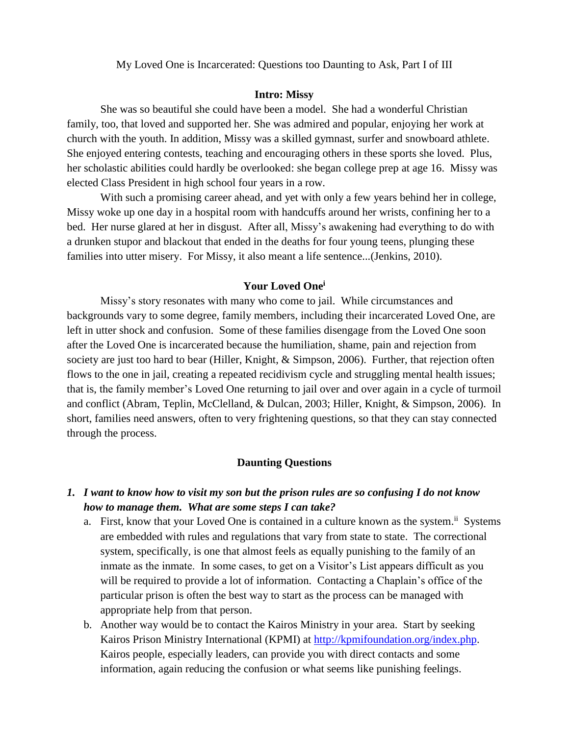# My Loved One is Incarcerated: Questions too Daunting to Ask, Part I of III

## Intro: Missy

She was so beautiful she could have been a model. She had a wonderful Christian family, too, that loved and supported her. She was admired and popular, enjoying her work at church with the youth. In addition, Missy was a skilled gymnast, surfer and snowboard athlete. She enjoyed entering contests, teaching and encouraging others in these sports she loved. Plus, her scholastic abilities could hardly be overlooked: she began college prep at age 16. Missy was elected Class President in high school four years in a row.

With such a promising career ahead, and yet with only a few years behind her in college, Missy woke up one day in a hospital room with handcuffs around her wrists, confining her to a bed. Her nurse glared at her in disgust. After all, Missy's awakening had everything to do with a drunken stupor and blackout that ended in the deaths for four young teens, plunging these families into utter misery. For Missy, it also meant a life sentence...(Jenkins, 2010).

## Your Loved One[i]

Missy's story resonates with many who come to jail. While circumstances and backgrounds vary to some degree, family members, including their incarcerated Loved One, are left in utter shock and confusion. Some of these families disengage from the Loved One soon after the Loved One is incarcerated because the humiliation, shame, pain and rejection from society are just too hard to bear (Hiller, Knight, & Simpson, 2006). Further, that rejection often flows to the one in jail, creating a repeated recidivism cycle and struggling mental health issues; that is, the family member's Loved One returning to jail over and over again in a cycle of turmoil and conflict (Abram, Teplin, McClelland, & Dulcan, 2003; Hiller, Knight, & Simpson, 2006). In short, families need answers, often to very frightening questions, so that they can stay connected through the process.

## Daunting Questions

1. ***I want to know how to visit my son but the prison rules are so confusing I do not know how to manage them. What are some steps I can take?***
   a. First, know that your Loved One is contained in a culture known as the system.[ii] Systems are embedded with rules and regulations that vary from state to state. The correctional system, specifically, is one that almost feels as equally punishing to the family of an inmate as the inmate. In some cases, to get on a Visitor's List appears difficult as you will be required to provide a lot of information. Contacting a Chaplain's office of the particular prison is often the best way to start as the process can be managed with appropriate help from that person.
   b. Another way would be to contact the Kairos Ministry in your area. Start by seeking Kairos Prison Ministry International (KPMI) at http://kpmifoundation.org/index.php. Kairos people, especially leaders, can provide you with direct contacts and some information, again reducing the confusion or what seems like punishing feelings.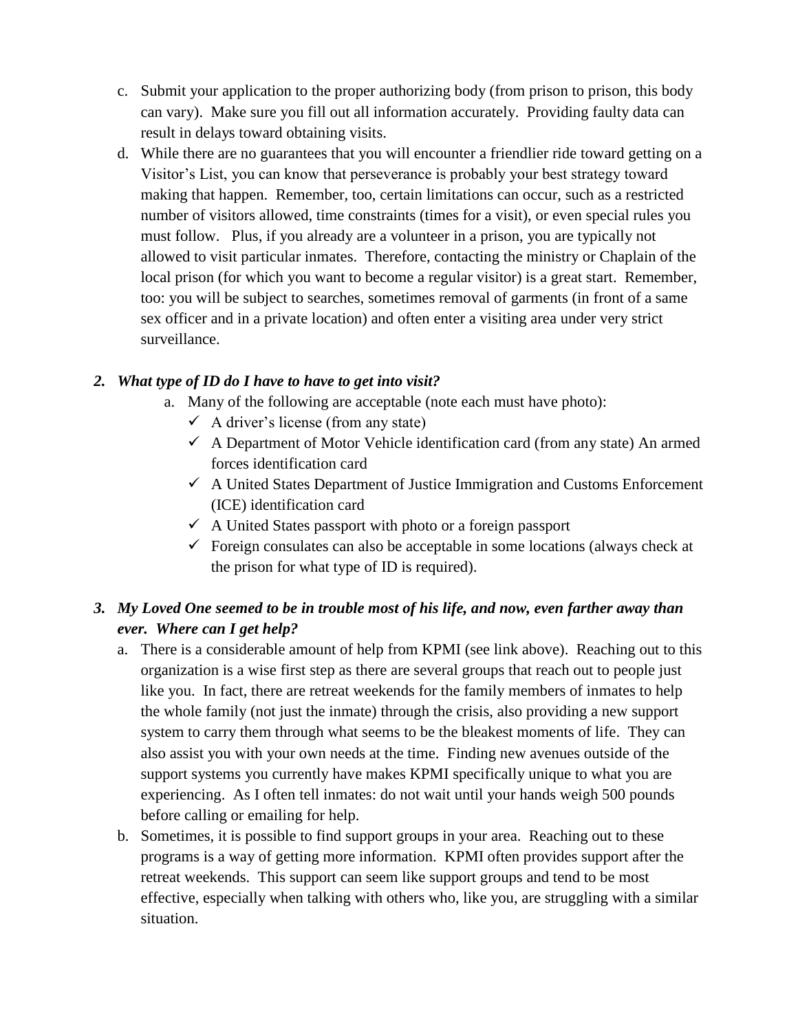c. Submit your application to the proper authorizing body (from prison to prison, this body can vary). Make sure you fill out all information accurately. Providing faulty data can result in delays toward obtaining visits.

d. While there are no guarantees that you will encounter a friendlier ride toward getting on a Visitor's List, you can know that perseverance is probably your best strategy toward making that happen. Remember, too, certain limitations can occur, such as a restricted number of visitors allowed, time constraints (times for a visit), or even special rules you must follow. Plus, if you already are a volunteer in a prison, you are typically not allowed to visit particular inmates. Therefore, contacting the ministry or Chaplain of the local prison (for which you want to become a regular visitor) is a great start. Remember, too: you will be subject to searches, sometimes removal of garments (in front of a same sex officer and in a private location) and often enter a visiting area under very strict surveillance.

***2. What type of ID do I have to have to get into visit?***

a. Many of the following are acceptable (note each must have photo):
   - ✓ A driver's license (from any state)
   - ✓ A Department of Motor Vehicle identification card (from any state) An armed forces identification card
   - ✓ A United States Department of Justice Immigration and Customs Enforcement (ICE) identification card
   - ✓ A United States passport with photo or a foreign passport
   - ✓ Foreign consulates can also be acceptable in some locations (always check at the prison for what type of ID is required).

***3. My Loved One seemed to be in trouble most of his life, and now, even farther away than ever. Where can I get help?***

a. There is a considerable amount of help from KPMI (see link above). Reaching out to this organization is a wise first step as there are several groups that reach out to people just like you. In fact, there are retreat weekends for the family members of inmates to help the whole family (not just the inmate) through the crisis, also providing a new support system to carry them through what seems to be the bleakest moments of life. They can also assist you with your own needs at the time. Finding new avenues outside of the support systems you currently have makes KPMI specifically unique to what you are experiencing. As I often tell inmates: do not wait until your hands weigh 500 pounds before calling or emailing for help.

b. Sometimes, it is possible to find support groups in your area. Reaching out to these programs is a way of getting more information. KPMI often provides support after the retreat weekends. This support can seem like support groups and tend to be most effective, especially when talking with others who, like you, are struggling with a similar situation.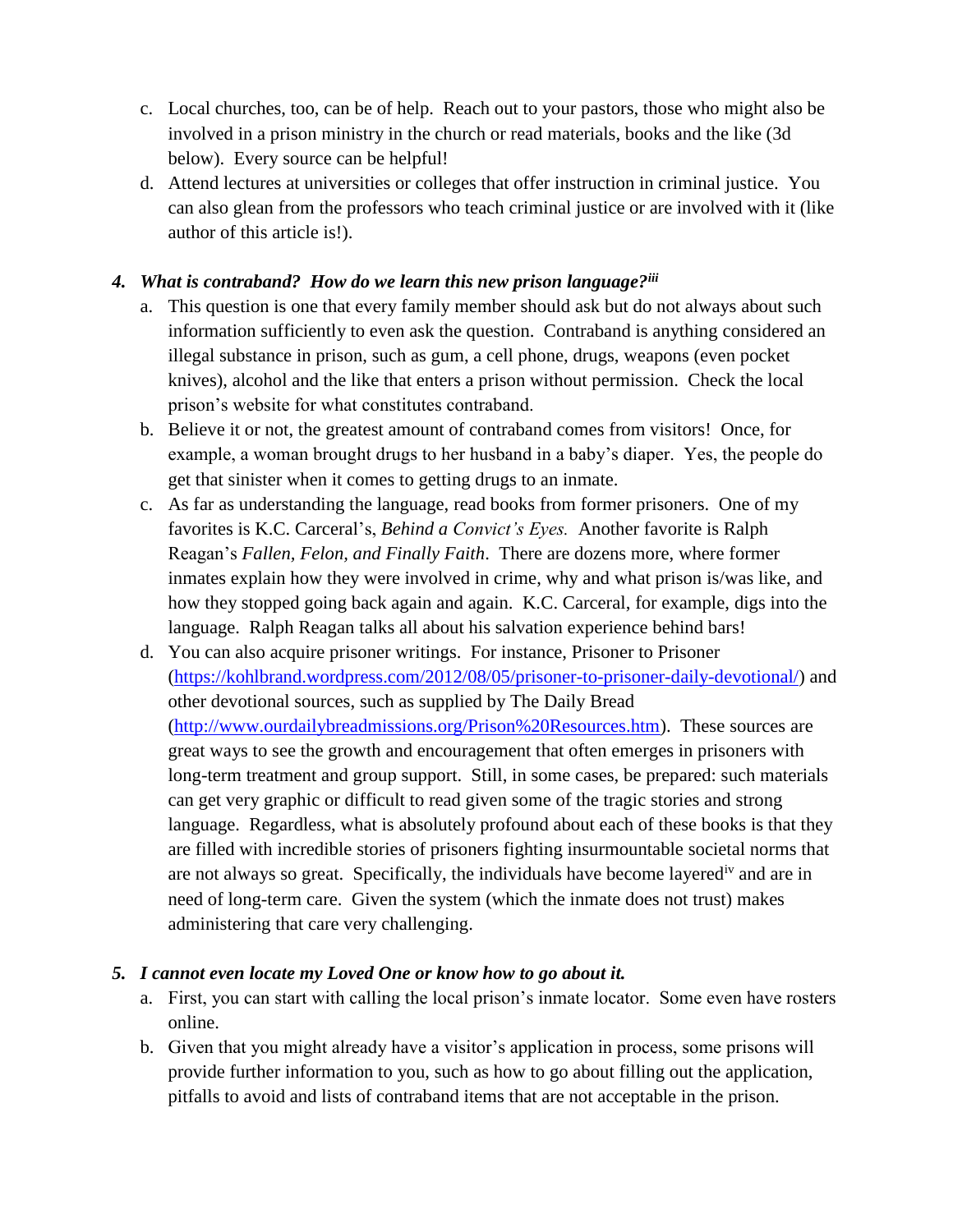c. Local churches, too, can be of help. Reach out to your pastors, those who might also be involved in a prison ministry in the church or read materials, books and the like (3d below). Every source can be helpful!

d. Attend lectures at universities or colleges that offer instruction in criminal justice. You can also glean from the professors who teach criminal justice or are involved with it (like author of this article is!).

### *4. What is contraband? How do we learn this new prison language?*[iii]

a. This question is one that every family member should ask but do not always about such information sufficiently to even ask the question. Contraband is anything considered an illegal substance in prison, such as gum, a cell phone, drugs, weapons (even pocket knives), alcohol and the like that enters a prison without permission. Check the local prison's website for what constitutes contraband.

b. Believe it or not, the greatest amount of contraband comes from visitors! Once, for example, a woman brought drugs to her husband in a baby's diaper. Yes, the people do get that sinister when it comes to getting drugs to an inmate.

c. As far as understanding the language, read books from former prisoners. One of my favorites is K.C. Carceral's, *Behind a Convict's Eyes.* Another favorite is Ralph Reagan's *Fallen, Felon, and Finally Faith*. There are dozens more, where former inmates explain how they were involved in crime, why and what prison is/was like, and how they stopped going back again and again. K.C. Carceral, for example, digs into the language. Ralph Reagan talks all about his salvation experience behind bars!

d. You can also acquire prisoner writings. For instance, Prisoner to Prisoner (https://kohlbrand.wordpress.com/2012/08/05/prisoner-to-prisoner-daily-devotional/) and other devotional sources, such as supplied by The Daily Bread (http://www.ourdailybreadmissions.org/Prison%20Resources.htm). These sources are great ways to see the growth and encouragement that often emerges in prisoners with long-term treatment and group support. Still, in some cases, be prepared: such materials can get very graphic or difficult to read given some of the tragic stories and strong language. Regardless, what is absolutely profound about each of these books is that they are filled with incredible stories of prisoners fighting insurmountable societal norms that are not always so great. Specifically, the individuals have become layered[iv] and are in need of long-term care. Given the system (which the inmate does not trust) makes administering that care very challenging.

### *5. I cannot even locate my Loved One or know how to go about it.*

a. First, you can start with calling the local prison's inmate locator. Some even have rosters online.

b. Given that you might already have a visitor's application in process, some prisons will provide further information to you, such as how to go about filling out the application, pitfalls to avoid and lists of contraband items that are not acceptable in the prison.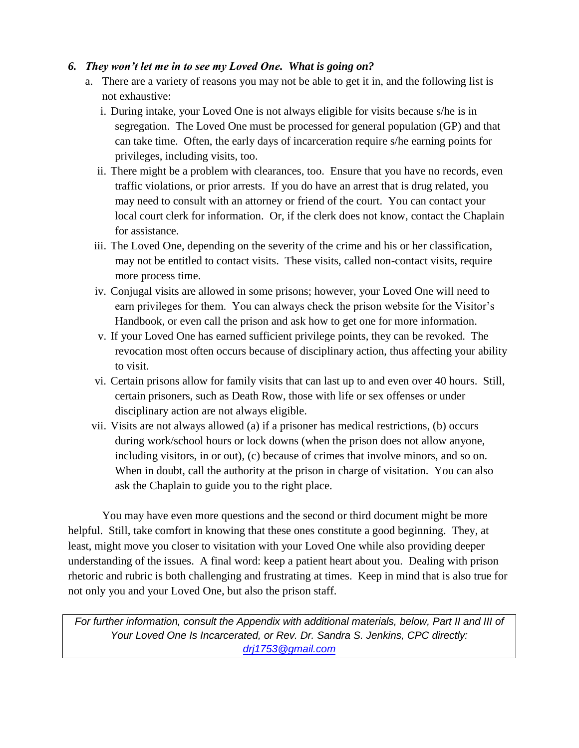### *6. They won't let me in to see my Loved One. What is going on?*

a. There are a variety of reasons you may not be able to get it in, and the following list is not exhaustive:

   i. During intake, your Loved One is not always eligible for visits because s/he is in segregation. The Loved One must be processed for general population (GP) and that can take time. Often, the early days of incarceration require s/he earning points for privileges, including visits, too.

   ii. There might be a problem with clearances, too. Ensure that you have no records, even traffic violations, or prior arrests. If you do have an arrest that is drug related, you may need to consult with an attorney or friend of the court. You can contact your local court clerk for information. Or, if the clerk does not know, contact the Chaplain for assistance.

   iii. The Loved One, depending on the severity of the crime and his or her classification, may not be entitled to contact visits. These visits, called non-contact visits, require more process time.

   iv. Conjugal visits are allowed in some prisons; however, your Loved One will need to earn privileges for them. You can always check the prison website for the Visitor's Handbook, or even call the prison and ask how to get one for more information.

   v. If your Loved One has earned sufficient privilege points, they can be revoked. The revocation most often occurs because of disciplinary action, thus affecting your ability to visit.

   vi. Certain prisons allow for family visits that can last up to and even over 40 hours. Still, certain prisoners, such as Death Row, those with life or sex offenses or under disciplinary action are not always eligible.

   vii. Visits are not always allowed (a) if a prisoner has medical restrictions, (b) occurs during work/school hours or lock downs (when the prison does not allow anyone, including visitors, in or out), (c) because of crimes that involve minors, and so on. When in doubt, call the authority at the prison in charge of visitation. You can also ask the Chaplain to guide you to the right place.

You may have even more questions and the second or third document might be more helpful. Still, take comfort in knowing that these ones constitute a good beginning. They, at least, might move you closer to visitation with your Loved One while also providing deeper understanding of the issues. A final word: keep a patient heart about you. Dealing with prison rhetoric and rubric is both challenging and frustrating at times. Keep in mind that is also true for not only you and your Loved One, but also the prison staff.

*For further information, consult the Appendix with additional materials, below, Part II and III of Your Loved One Is Incarcerated, or Rev. Dr. Sandra S. Jenkins, CPC directly: [drj1753@gmail.com](mailto:drj1753@gmail.com)*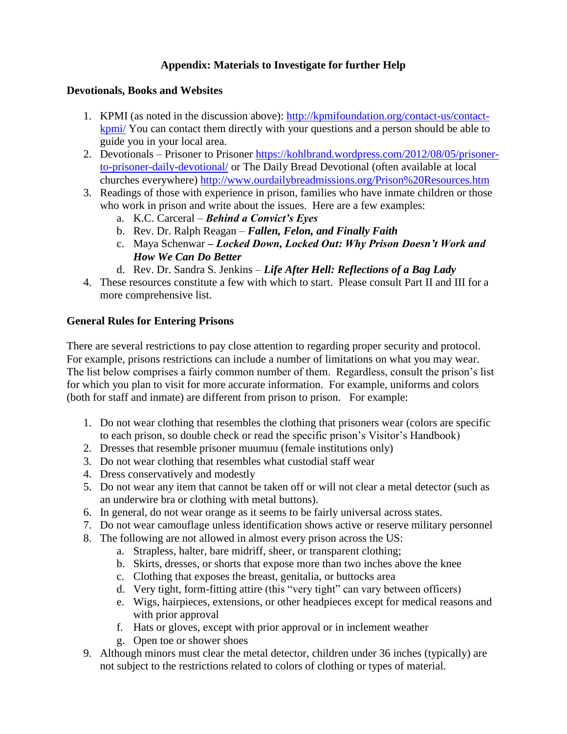# Appendix: Materials to Investigate for further Help

## Devotionals, Books and Websites

1. KPMI (as noted in the discussion above): [http://kpmifoundation.org/contact-us/contact-kpmi/](http://kpmifoundation.org/contact-us/contact-kpmi/) You can contact them directly with your questions and a person should be able to guide you in your local area.
2. Devotionals – Prisoner to Prisoner [https://kohlbrand.wordpress.com/2012/08/05/prisoner-to-prisoner-daily-devotional/](https://kohlbrand.wordpress.com/2012/08/05/prisoner-to-prisoner-daily-devotional/) or The Daily Bread Devotional (often available at local churches everywhere) [http://www.ourdailybreadmissions.org/Prison%20Resources.htm](http://www.ourdailybreadmissions.org/Prison%20Resources.htm)
3. Readings of those with experience in prison, families who have inmate children or those who work in prison and write about the issues. Here are a few examples:
   a. K.C. Carceral – ***Behind a Convict's Eyes***
   b. Rev. Dr. Ralph Reagan – ***Fallen, Felon, and Finally Faith***
   c. Maya Schenwar **–** ***Locked Down, Locked Out: Why Prison Doesn't Work and How We Can Do Better***
   d. Rev. Dr. Sandra S. Jenkins – ***Life After Hell: Reflections of a Bag Lady***
4. These resources constitute a few with which to start. Please consult Part II and III for a more comprehensive list.

## General Rules for Entering Prisons

There are several restrictions to pay close attention to regarding proper security and protocol. For example, prisons restrictions can include a number of limitations on what you may wear. The list below comprises a fairly common number of them. Regardless, consult the prison's list for which you plan to visit for more accurate information. For example, uniforms and colors (both for staff and inmate) are different from prison to prison. For example:

1. Do not wear clothing that resembles the clothing that prisoners wear (colors are specific to each prison, so double check or read the specific prison's Visitor's Handbook)
2. Dresses that resemble prisoner muumuu (female institutions only)
3. Do not wear clothing that resembles what custodial staff wear
4. Dress conservatively and modestly
5. Do not wear any item that cannot be taken off or will not clear a metal detector (such as an underwire bra or clothing with metal buttons).
6. In general, do not wear orange as it seems to be fairly universal across states.
7. Do not wear camouflage unless identification shows active or reserve military personnel
8. The following are not allowed in almost every prison across the US:
   a. Strapless, halter, bare midriff, sheer, or transparent clothing;
   b. Skirts, dresses, or shorts that expose more than two inches above the knee
   c. Clothing that exposes the breast, genitalia, or buttocks area
   d. Very tight, form-fitting attire (this "very tight" can vary between officers)
   e. Wigs, hairpieces, extensions, or other headpieces except for medical reasons and with prior approval
   f. Hats or gloves, except with prior approval or in inclement weather
   g. Open toe or shower shoes
9. Although minors must clear the metal detector, children under 36 inches (typically) are not subject to the restrictions related to colors of clothing or types of material.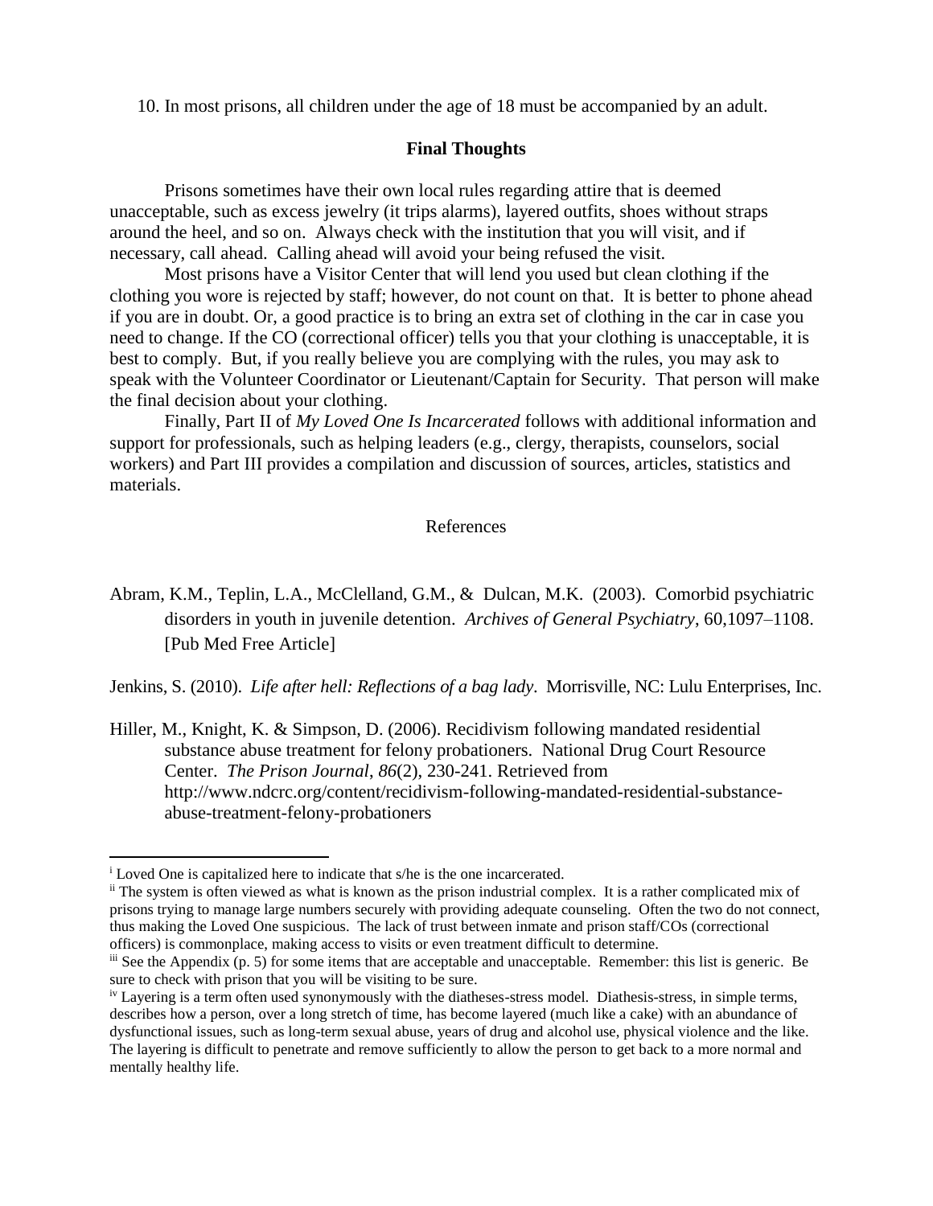10. In most prisons, all children under the age of 18 must be accompanied by an adult.

## Final Thoughts

Prisons sometimes have their own local rules regarding attire that is deemed unacceptable, such as excess jewelry (it trips alarms), layered outfits, shoes without straps around the heel, and so on. Always check with the institution that you will visit, and if necessary, call ahead. Calling ahead will avoid your being refused the visit.

Most prisons have a Visitor Center that will lend you used but clean clothing if the clothing you wore is rejected by staff; however, do not count on that. It is better to phone ahead if you are in doubt. Or, a good practice is to bring an extra set of clothing in the car in case you need to change. If the CO (correctional officer) tells you that your clothing is unacceptable, it is best to comply. But, if you really believe you are complying with the rules, you may ask to speak with the Volunteer Coordinator or Lieutenant/Captain for Security. That person will make the final decision about your clothing.

Finally, Part II of *My Loved One Is Incarcerated* follows with additional information and support for professionals, such as helping leaders (e.g., clergy, therapists, counselors, social workers) and Part III provides a compilation and discussion of sources, articles, statistics and materials.

## References

Abram, K.M., Teplin, L.A., McClelland, G.M., & Dulcan, M.K. (2003). Comorbid psychiatric disorders in youth in juvenile detention. *Archives of General Psychiatry*, 60,1097–1108. [Pub Med Free Article]

Jenkins, S. (2010). *Life after hell: Reflections of a bag lady*. Morrisville, NC: Lulu Enterprises, Inc.

Hiller, M., Knight, K. & Simpson, D. (2006). Recidivism following mandated residential substance abuse treatment for felony probationers. National Drug Court Resource Center. *The Prison Journal*, *86*(2), 230-241. Retrieved from http://www.ndcrc.org/content/recidivism-following-mandated-residential-substance-abuse-treatment-felony-probationers

---

[i] Loved One is capitalized here to indicate that s/he is the one incarcerated.

[ii] The system is often viewed as what is known as the prison industrial complex. It is a rather complicated mix of prisons trying to manage large numbers securely with providing adequate counseling. Often the two do not connect, thus making the Loved One suspicious. The lack of trust between inmate and prison staff/COs (correctional officers) is commonplace, making access to visits or even treatment difficult to determine.

[iii] See the Appendix (p. 5) for some items that are acceptable and unacceptable. Remember: this list is generic. Be sure to check with prison that you will be visiting to be sure.

[iv] Layering is a term often used synonymously with the diatheses-stress model. Diathesis-stress, in simple terms, describes how a person, over a long stretch of time, has become layered (much like a cake) with an abundance of dysfunctional issues, such as long-term sexual abuse, years of drug and alcohol use, physical violence and the like. The layering is difficult to penetrate and remove sufficiently to allow the person to get back to a more normal and mentally healthy life.